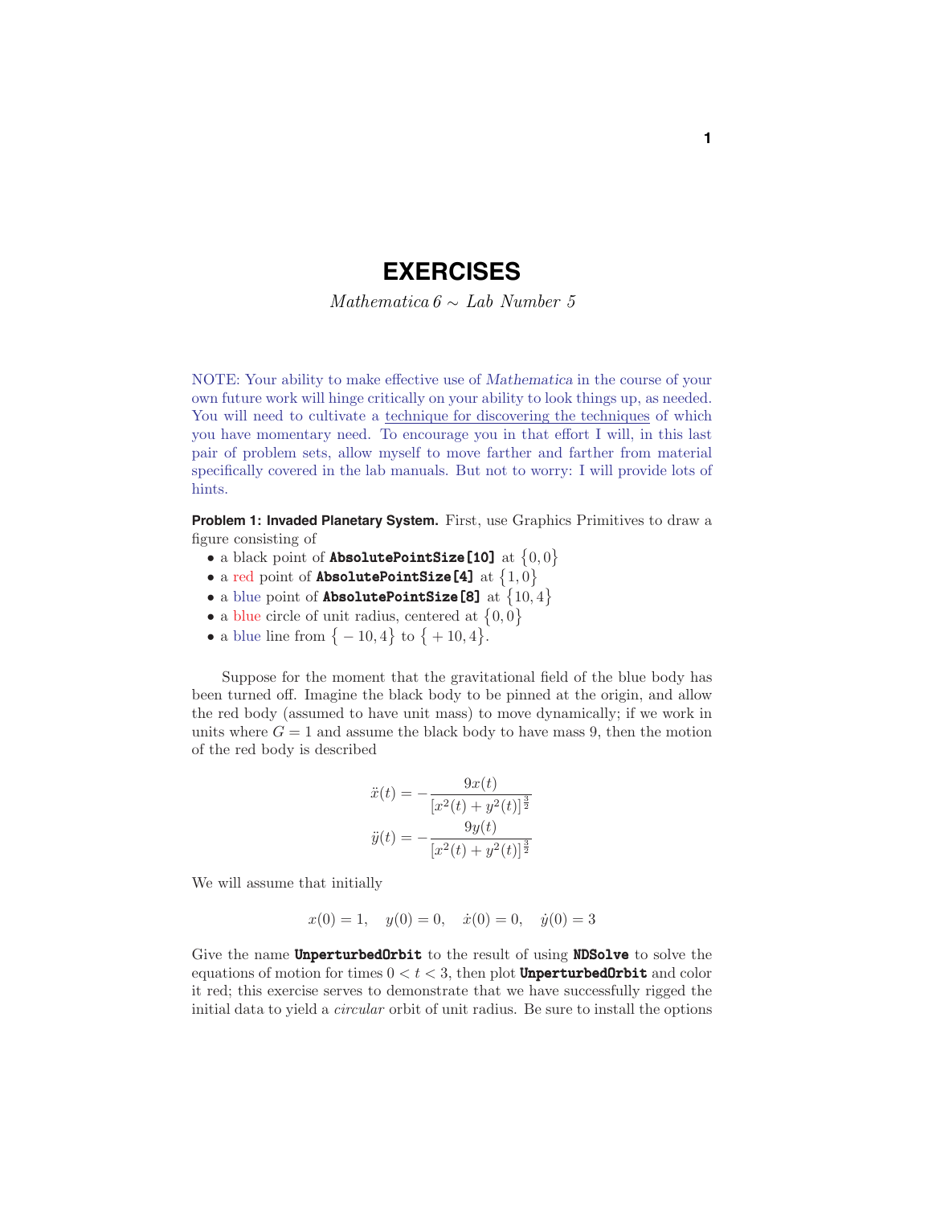# EXERCISES

*Mathematica 6 ~ Lab Number 5*

NOTE: Your ability to make effective use of *Mathematica* in the course of your own future work will hinge critically on your ability to look things up, as needed. You will need to cultivate a technique for discovering the techniques of which you have momentary need. To encourage you in that effort I will, in this last pair of problem sets, allow myself to move farther and farther from material specifically covered in the lab manuals. But not to worry: I will provide lots of hints.

**Problem 1: Invaded Planetary System.** First, use Graphics Primitives to draw a figure consisting of

- a black point of **AbsolutePointSize[10]** at $\{0, 0\}$
- a red point of **AbsolutePointSize[4]** at $\{1, 0\}$
- a blue point of **AbsolutePointSize[8]** at $\{10, 4\}$
- a blue circle of unit radius, centered at $\{0, 0\}$
- a blue line from $\{-10, 4\}$ to $\{+10, 4\}$.

Suppose for the moment that the gravitational field of the blue body has been turned off. Imagine the black body to be pinned at the origin, and allow the red body (assumed to have unit mass) to move dynamically; if we work in units where $G = 1$ and assume the black body to have mass 9, then the motion of the red body is described

$$\ddot{x}(t) = -\frac{9x(t)}{[x^2(t) + y^2(t)]^{\frac{3}{2}}}$$

$$\ddot{y}(t) = -\frac{9y(t)}{[x^2(t) + y^2(t)]^{\frac{3}{2}}}$$

We will assume that initially

$$x(0) = 1, \quad y(0) = 0, \quad \dot{x}(0) = 0, \quad \dot{y}(0) = 3$$

Give the name **UnperturbedOrbit** to the result of using **NDSolve** to solve the equations of motion for times $0 < t < 3$, then plot **UnperturbedOrbit** and color it red; this exercise serves to demonstrate that we have successfully rigged the initial data to yield a *circular* orbit of unit radius. Be sure to install the options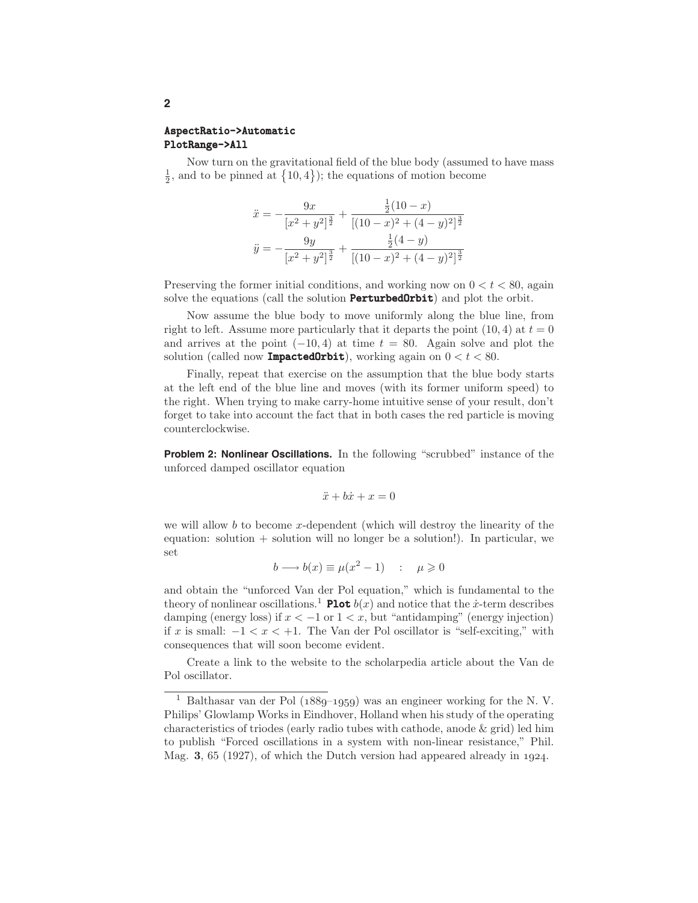```
AspectRatio->Automatic
PlotRange->All
```

Now turn on the gravitational field of the blue body (assumed to have mass $\frac{1}{2}$, and to be pinned at $\{10,4\}$); the equations of motion become

$$
\begin{aligned}
\ddot{x} &= -\frac{9x}{[x^2+y^2]^{\frac{3}{2}}} + \frac{\frac{1}{2}(10-x)}{[(10-x)^2+(4-y)^2]^{\frac{3}{2}}} \\
\ddot{y} &= -\frac{9y}{[x^2+y^2]^{\frac{3}{2}}} + \frac{\frac{1}{2}(4-y)}{[(10-x)^2+(4-y)^2]^{\frac{3}{2}}}
\end{aligned}
$$

Preserving the former initial conditions, and working now on $0 < t < 80$, again solve the equations (call the solution **PerturbedOrbit**) and plot the orbit.

Now assume the blue body to move uniformly along the blue line, from right to left. Assume more particularly that it departs the point $(10,4)$ at $t = 0$ and arrives at the point $(-10,4)$ at time $t = 80$. Again solve and plot the solution (called now **ImpactedOrbit**), working again on $0 < t < 80$.

Finally, repeat that exercise on the assumption that the blue body starts at the left end of the blue line and moves (with its former uniform speed) to the right. When trying to make carry-home intuitive sense of your result, don't forget to take into account the fact that in both cases the red particle is moving counterclockwise.

**Problem 2: Nonlinear Oscillations.** In the following "scrubbed" instance of the unforced damped oscillator equation

$$\ddot{x} + b\dot{x} + x = 0$$

we will allow $b$ to become $x$-dependent (which will destroy the linearity of the equation: solution + solution will no longer be a solution!). In particular, we set

$$b \longrightarrow b(x) \equiv \mu(x^2 - 1) \quad : \quad \mu \geqslant 0$$

and obtain the "unforced Van der Pol equation," which is fundamental to the theory of nonlinear oscillations.[1] **Plot** $b(x)$ and notice that the $\dot{x}$-term describes damping (energy loss) if $x < -1$ or $1 < x$, but "antidamping" (energy injection) if $x$ is small: $-1 < x < +1$. The Van der Pol oscillator is "self-exciting," with consequences that will soon become evident.

Create a link to the website to the scholarpedia article about the Van de Pol oscillator.

---

[1] Balthasar van der Pol (1889–1959) was an engineer working for the N. V. Philips' Glowlamp Works in Eindhover, Holland when his study of the operating characteristics of triodes (early radio tubes with cathode, anode & grid) led him to publish "Forced oscillations in a system with non-linear resistance," Phil. Mag. **3**, 65 (1927), of which the Dutch version had appeared already in 1924.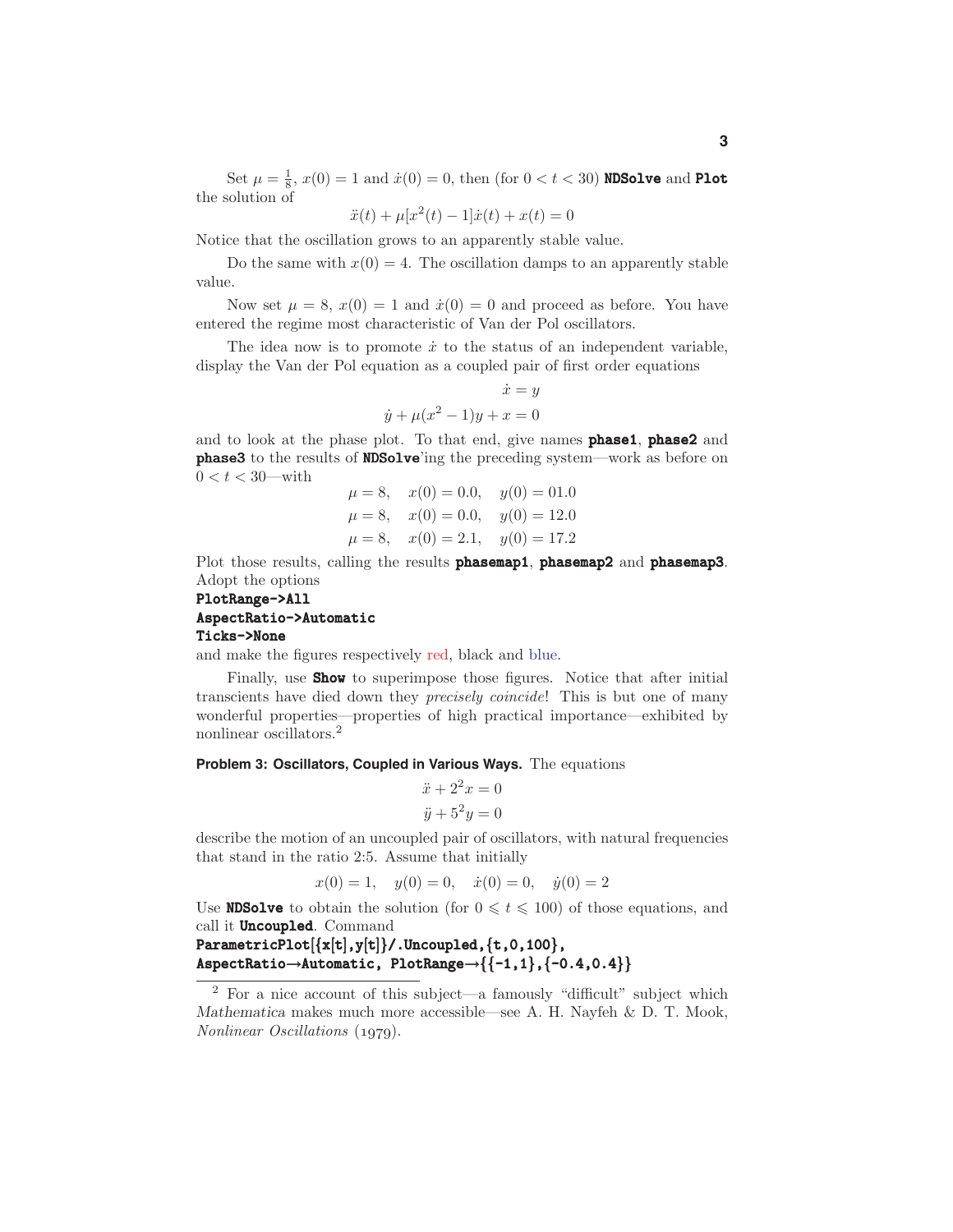Set $\mu = \frac{1}{8}$, $x(0) = 1$ and $\dot{x}(0) = 0$, then (for $0 < t < 30$) **NDSolve** and **Plot** the solution of

$$\ddot{x}(t) + \mu[x^2(t) - 1]\dot{x}(t) + x(t) = 0$$

Notice that the oscillation grows to an apparently stable value.

Do the same with $x(0) = 4$. The oscillation damps to an apparently stable value.

Now set $\mu = 8$, $x(0) = 1$ and $\dot{x}(0) = 0$ and proceed as before. You have entered the regime most characteristic of Van der Pol oscillators.

The idea now is to promote $\dot{x}$ to the status of an independent variable, display the Van der Pol equation as a coupled pair of first order equations

$$\dot{x} = y$$

$$\dot{y} + \mu(x^2 - 1)y + x = 0$$

and to look at the phase plot. To that end, give names **phase1**, **phase2** and **phase3** to the results of **NDSolve**'ing the preceding system—work as before on $0 < t < 30$—with

$$\mu = 8, \quad x(0) = 0.0, \quad y(0) = 01.0$$

$$\mu = 8, \quad x(0) = 0.0, \quad y(0) = 12.0$$

$$\mu = 8, \quad x(0) = 2.1, \quad y(0) = 17.2$$

Plot those results, calling the results **phasemap1**, **phasemap2** and **phasemap3**. Adopt the options

```
PlotRange->All
AspectRatio->Automatic
Ticks->None
```

and make the figures respectively red, black and blue.

Finally, use **Show** to superimpose those figures. Notice that after initial transcients have died down they *precisely coincide*! This is but one of many wonderful properties—properties of high practical importance—exhibited by nonlinear oscillators.[2]

**Problem 3: Oscillators, Coupled in Various Ways.** The equations

$$\ddot{x} + 2^2 x = 0$$

$$\ddot{y} + 5^2 y = 0$$

describe the motion of an uncoupled pair of oscillators, with natural frequencies that stand in the ratio 2:5. Assume that initially

$$x(0) = 1, \quad y(0) = 0, \quad \dot{x}(0) = 0, \quad \dot{y}(0) = 2$$

Use **NDSolve** to obtain the solution (for $0 \leqslant t \leqslant 100$) of those equations, and call it **Uncoupled**. Command

```
ParametricPlot[{x[t],y[t]}/.Uncoupled,{t,0,100},
AspectRatio→Automatic, PlotRange→{{-1,1},{-0.4,0.4}}
```

---

[2] For a nice account of this subject—a famously "difficult" subject which *Mathematica* makes much more accessible—see A. H. Nayfeh & D. T. Mook, *Nonlinear Oscillations* (1979).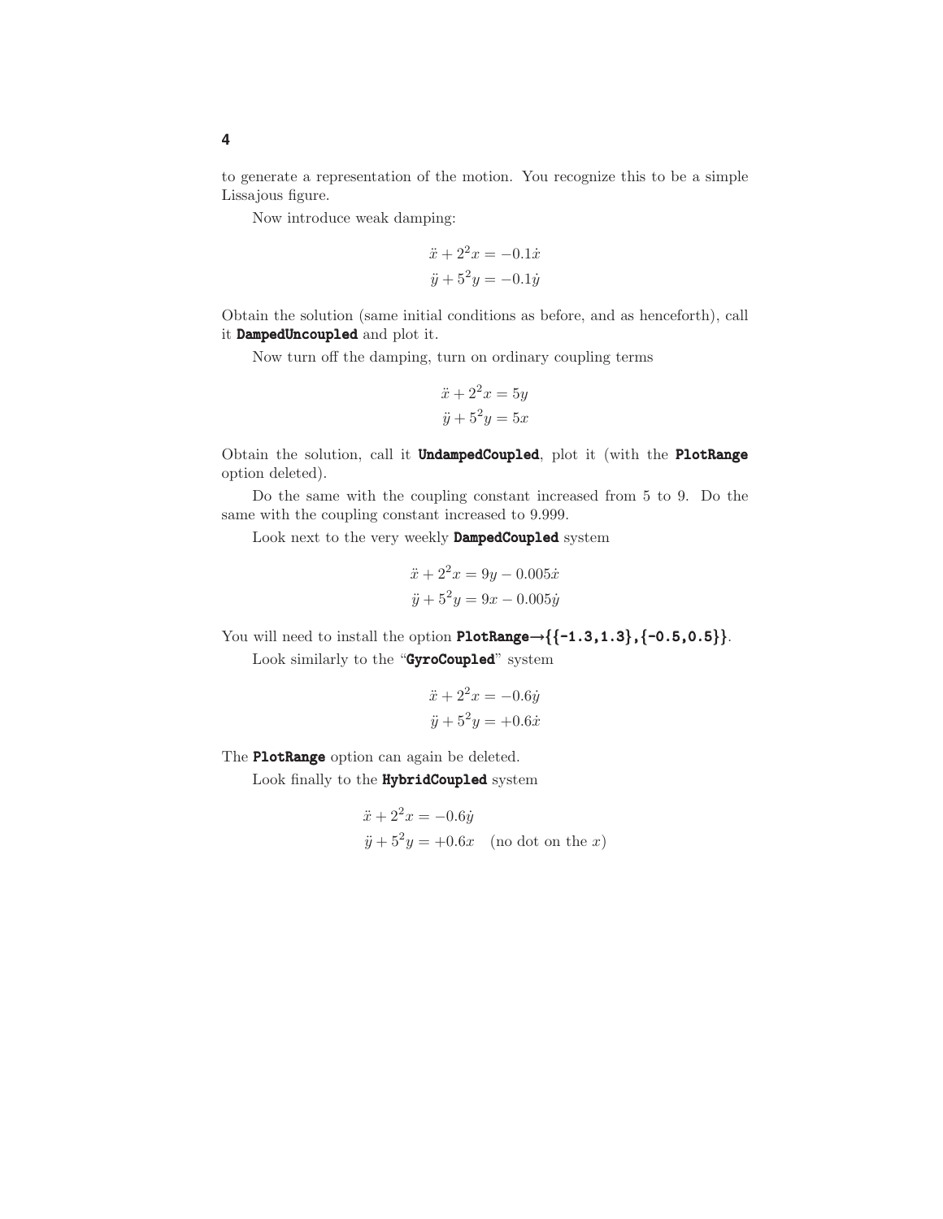to generate a representation of the motion. You recognize this to be a simple Lissajous figure.

Now introduce weak damping:

$$\begin{aligned}\ddot{x} + 2^2 x &= -0.1\dot{x}\\ \ddot{y} + 5^2 y &= -0.1\dot{y}\end{aligned}$$

Obtain the solution (same initial conditions as before, and as henceforth), call it **DampedUncoupled** and plot it.

Now turn off the damping, turn on ordinary coupling terms

$$\begin{aligned}\ddot{x} + 2^2 x &= 5y\\ \ddot{y} + 5^2 y &= 5x\end{aligned}$$

Obtain the solution, call it **UndampedCoupled**, plot it (with the **PlotRange** option deleted).

Do the same with the coupling constant increased from 5 to 9. Do the same with the coupling constant increased to 9.999.

Look next to the very weekly **DampedCoupled** system

$$\begin{aligned}\ddot{x} + 2^2 x &= 9y - 0.005\dot{x}\\ \ddot{y} + 5^2 y &= 9x - 0.005\dot{y}\end{aligned}$$

You will need to install the option **PlotRange→{{-1.3,1.3},{-0.5,0.5}}**.

Look similarly to the "**GyroCoupled**" system

$$\begin{aligned}\ddot{x} + 2^2 x &= -0.6\dot{y}\\ \ddot{y} + 5^2 y &= +0.6\dot{x}\end{aligned}$$

The **PlotRange** option can again be deleted.

Look finally to the **HybridCoupled** system

$$\begin{aligned}\ddot{x} + 2^2 x &= -0.6\dot{y}\\ \ddot{y} + 5^2 y &= +0.6x \quad \text{(no dot on the } x\text{)}\end{aligned}$$